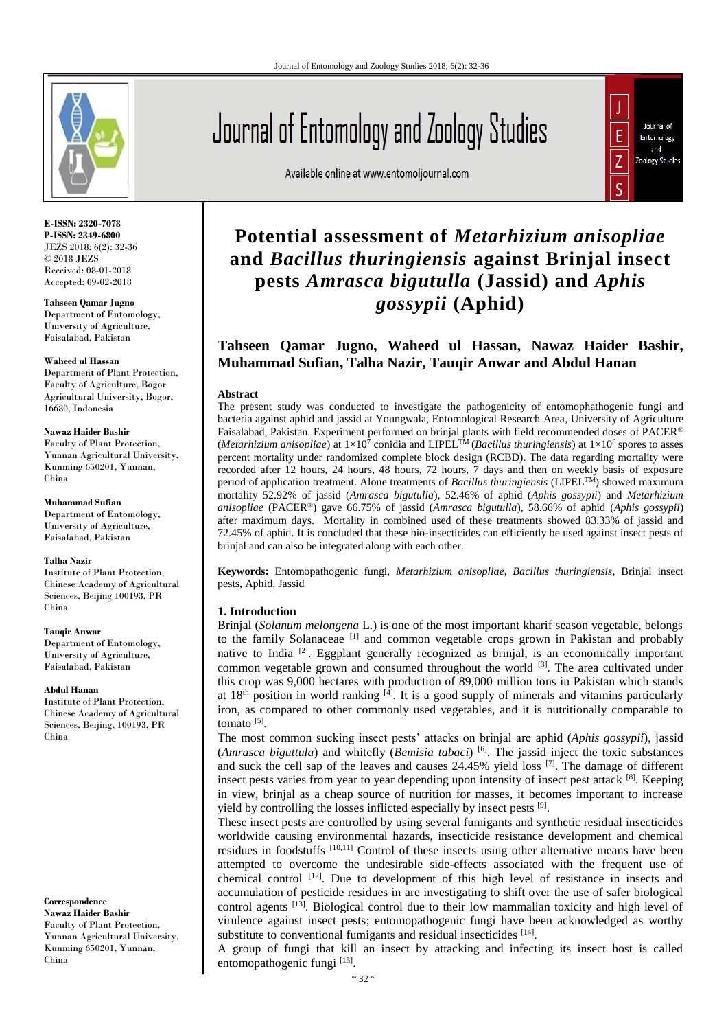**E-ISSN: 2320-7078**
**P-ISSN: 2349-6800**
JEZS 2018; 6(2): 32-36
© 2018 JEZS
Received: 08-01-2018
Accepted: 09-02-2018

**Tahseen Qamar Jugno**
Department of Entomology, University of Agriculture, Faisalabad, Pakistan

**Waheed ul Hassan**
Department of Plant Protection, Faculty of Agriculture, Bogor Agricultural University, Bogor, 16680, Indonesia

**Nawaz Haider Bashir**
Faculty of Plant Protection, Yunnan Agricultural University, Kunming 650201, Yunnan, China

**Muhammad Sufian**
Department of Entomology, University of Agriculture, Faisalabad, Pakistan

**Talha Nazir**
Institute of Plant Protection, Chinese Academy of Agricultural Sciences, Beijing 100193, PR China

**Tauqir Anwar**
Department of Entomology, University of Agriculture, Faisalabad, Pakistan

**Abdul Hanan**
Institute of Plant Protection, Chinese Academy of Agricultural Sciences, Beijing, 100193, PR China

**Correspondence**
**Nawaz Haider Bashir**
Faculty of Plant Protection, Yunnan Agricultural University, Kunming 650201, Yunnan, China

# Potential assessment of *Metarhizium anisopliae* and *Bacillus thuringiensis* against Brinjal insect pests *Amrasca bigutulla* (Jassid) and *Aphis gossypii* (Aphid)

**Tahseen Qamar Jugno, Waheed ul Hassan, Nawaz Haider Bashir, Muhammad Sufian, Talha Nazir, Tauqir Anwar and Abdul Hanan**

**Abstract**

The present study was conducted to investigate the pathogenicity of entomophathogenic fungi and bacteria against aphid and jassid at Youngwala, Entomological Research Area, University of Agriculture Faisalabad, Pakistan. Experiment performed on brinjal plants with field recommended doses of PACER® (*Metarhizium anisopliae*) at $1\times10^7$ conidia and LIPEL™ (*Bacillus thuringiensis*) at $1\times10^8$ spores to asses percent mortality under randomized complete block design (RCBD). The data regarding mortality were recorded after 12 hours, 24 hours, 48 hours, 72 hours, 7 days and then on weekly basis of exposure period of application treatment. Alone treatments of *Bacillus thuringiensis* (LIPEL™) showed maximum mortality 52.92% of jassid (*Amrasca bigutulla*), 52.46% of aphid (*Aphis gossypii*) and *Metarhizium anisopliae* (PACER®) gave 66.75% of jassid (*Amrasca bigutulla*), 58.66% of aphid (*Aphis gossypii*) after maximum days. Mortality in combined used of these treatments showed 83.33% of jassid and 72.45% of aphid. It is concluded that these bio-insecticides can efficiently be used against insect pests of brinjal and can also be integrated along with each other.

**Keywords:** Entomopathogenic fungi, *Metarhizium anisopliae*, *Bacillus thuringiensis*, Brinjal insect pests, Aphid, Jassid

## 1. Introduction

Brinjal (*Solanum melongena* L.) is one of the most important kharif season vegetable, belongs to the family Solanaceae [1] and common vegetable crops grown in Pakistan and probably native to India [2]. Eggplant generally recognized as brinjal, is an economically important common vegetable grown and consumed throughout the world [3]. The area cultivated under this crop was 9,000 hectares with production of 89,000 million tons in Pakistan which stands at 18th position in world ranking [4]. It is a good supply of minerals and vitamins particularly iron, as compared to other commonly used vegetables, and it is nutritionally comparable to tomato [5].

The most common sucking insect pests' attacks on brinjal are aphid (*Aphis gossypii*), jassid (*Amrasca biguttula*) and whitefly (*Bemisia tabaci*) [6]. The jassid inject the toxic substances and suck the cell sap of the leaves and causes 24.45% yield loss [7]. The damage of different insect pests varies from year to year depending upon intensity of insect pest attack [8]. Keeping in view, brinjal as a cheap source of nutrition for masses, it becomes important to increase yield by controlling the losses inflicted especially by insect pests [9].

These insect pests are controlled by using several fumigants and synthetic residual insecticides worldwide causing environmental hazards, insecticide resistance development and chemical residues in foodstuffs [10,11] Control of these insects using other alternative means have been attempted to overcome the undesirable side-effects associated with the frequent use of chemical control [12]. Due to development of this high level of resistance in insects and accumulation of pesticide residues in are investigating to shift over the use of safer biological control agents [13]. Biological control due to their low mammalian toxicity and high level of virulence against insect pests; entomopathogenic fungi have been acknowledged as worthy substitute to conventional fumigants and residual insecticides [14].

A group of fungi that kill an insect by attacking and infecting its insect host is called entomopathogenic fungi [15].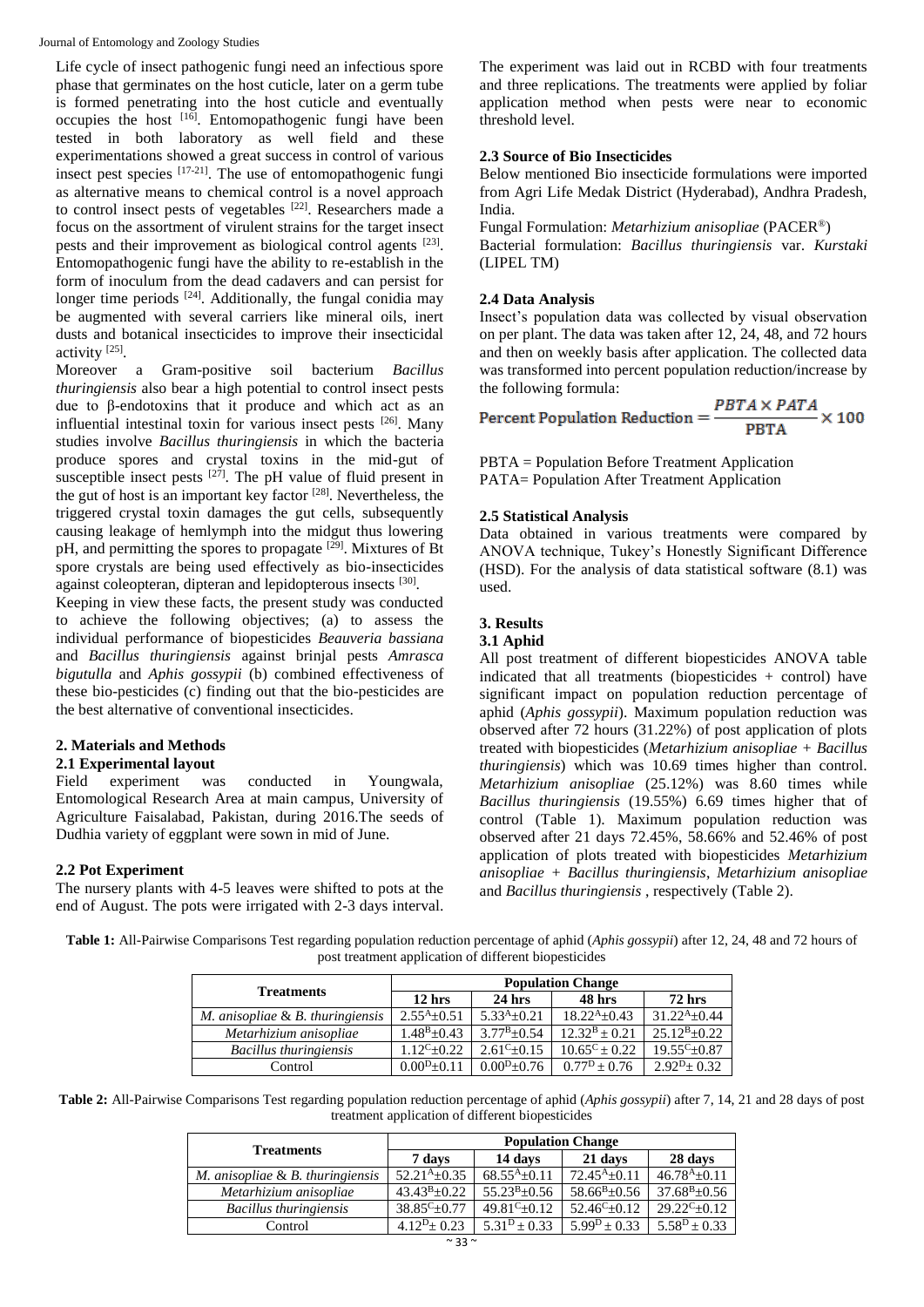Life cycle of insect pathogenic fungi need an infectious spore phase that germinates on the host cuticle, later on a germ tube is formed penetrating into the host cuticle and eventually occupies the host [16]. Entomopathogenic fungi have been tested in both laboratory as well field and these experimentations showed a great success in control of various insect pest species [17-21]. The use of entomopathogenic fungi as alternative means to chemical control is a novel approach to control insect pests of vegetables [22]. Researchers made a focus on the assortment of virulent strains for the target insect pests and their improvement as biological control agents [23]. Entomopathogenic fungi have the ability to re-establish in the form of inoculum from the dead cadavers and can persist for longer time periods [24]. Additionally, the fungal conidia may be augmented with several carriers like mineral oils, inert dusts and botanical insecticides to improve their insecticidal activity [25].

Moreover a Gram-positive soil bacterium *Bacillus thuringiensis* also bear a high potential to control insect pests due to β-endotoxins that it produce and which act as an influential intestinal toxin for various insect pests [26]. Many studies involve *Bacillus thuringiensis* in which the bacteria produce spores and crystal toxins in the mid-gut of susceptible insect pests [27]. The pH value of fluid present in the gut of host is an important key factor [28]. Nevertheless, the triggered crystal toxin damages the gut cells, subsequently causing leakage of hemlymph into the midgut thus lowering pH, and permitting the spores to propagate [29]. Mixtures of Bt spore crystals are being used effectively as bio-insecticides against coleopteran, dipteran and lepidopterous insects [30].

Keeping in view these facts, the present study was conducted to achieve the following objectives; (a) to assess the individual performance of biopesticides *Beauveria bassiana* and *Bacillus thuringiensis* against brinjal pests *Amrasca bigutulla* and *Aphis gossypii* (b) combined effectiveness of these bio-pesticides (c) finding out that the bio-pesticides are the best alternative of conventional insecticides.

## 2. Materials and Methods

### 2.1 Experimental layout

Field experiment was conducted in Youngwala, Entomological Research Area at main campus, University of Agriculture Faisalabad, Pakistan, during 2016.The seeds of Dudhia variety of eggplant were sown in mid of June.

### 2.2 Pot Experiment

The nursery plants with 4-5 leaves were shifted to pots at the end of August. The pots were irrigated with 2-3 days interval. The experiment was laid out in RCBD with four treatments and three replications. The treatments were applied by foliar application method when pests were near to economic threshold level.

### 2.3 Source of Bio Insecticides

Below mentioned Bio insecticide formulations were imported from Agri Life Medak District (Hyderabad), Andhra Pradesh, India.

Fungal Formulation: *Metarhizium anisopliae* (PACER®)

Bacterial formulation: *Bacillus thuringiensis* var. *Kurstaki* (LIPEL TM)

### 2.4 Data Analysis

Insect's population data was collected by visual observation on per plant. The data was taken after 12, 24, 48, and 72 hours and then on weekly basis after application. The collected data was transformed into percent population reduction/increase by the following formula:

$$\text{Percent Population Reduction} = \frac{\text{PBTA} \times \text{PATA}}{\text{PBTA}} \times 100$$

PBTA = Population Before Treatment Application

PATA= Population After Treatment Application

### 2.5 Statistical Analysis

Data obtained in various treatments were compared by ANOVA technique, Tukey's Honestly Significant Difference (HSD). For the analysis of data statistical software (8.1) was used.

## 3. Results

### 3.1 Aphid

All post treatment of different biopesticides ANOVA table indicated that all treatments (biopesticides + control) have significant impact on population reduction percentage of aphid (*Aphis gossypii*). Maximum population reduction was observed after 72 hours (31.22%) of post application of plots treated with biopesticides (*Metarhizium anisopliae* + *Bacillus thuringiensis*) which was 10.69 times higher than control. *Metarhizium anisopliae* (25.12%) was 8.60 times while *Bacillus thuringiensis* (19.55%) 6.69 times higher that of control (Table 1). Maximum population reduction was observed after 21 days 72.45%, 58.66% and 52.46% of post application of plots treated with biopesticides *Metarhizium anisopliae* + *Bacillus thuringiensis*, *Metarhizium anisopliae* and *Bacillus thuringiensis* , respectively (Table 2).

**Table 1:** All-Pairwise Comparisons Test regarding population reduction percentage of aphid (*Aphis gossypii*) after 12, 24, 48 and 72 hours of post treatment application of different biopesticides

| Treatments | Population Change | | | |
|---|---|---|---|---|
| | 12 hrs | 24 hrs | 48 hrs | 72 hrs |
| *M. anisopliae* & *B. thuringiensis* | $2.55^{A}$±0.51 | $5.33^{A}$±0.21 | $18.22^{A}$±0.43 | $31.22^{A}$±0.44 |
| *Metarhizium anisopliae* | $1.48^{B}$±0.43 | $3.77^{B}$±0.54 | $12.32^{B}$ ± 0.21 | $25.12^{B}$±0.22 |
| *Bacillus thuringiensis* | $1.12^{C}$±0.22 | $2.61^{C}$±0.15 | $10.65^{C}$ ± 0.22 | $19.55^{C}$±0.87 |
| Control | $0.00^{D}$±0.11 | $0.00^{D}$±0.76 | $0.77^{D}$ ± 0.76 | $2.92^{D}$± 0.32 |

**Table 2:** All-Pairwise Comparisons Test regarding population reduction percentage of aphid (*Aphis gossypii*) after 7, 14, 21 and 28 days of post treatment application of different biopesticides

| Treatments | Population Change | | | |
|---|---|---|---|---|
| | 7 days | 14 days | 21 days | 28 days |
| *M. anisopliae* & *B. thuringiensis* | $52.21^{A}$±0.35 | $68.55^{A}$±0.11 | $72.45^{A}$±0.11 | $46.78^{A}$±0.11 |
| *Metarhizium anisopliae* | $43.43^{B}$±0.22 | $55.23^{B}$±0.56 | $58.66^{B}$±0.56 | $37.68^{B}$±0.56 |
| *Bacillus thuringiensis* | $38.85^{C}$±0.77 | $49.81^{C}$±0.12 | $52.46^{C}$±0.12 | $29.22^{C}$±0.12 |
| Control | $4.12^{D}$± 0.23 | $5.31^{D}$ ± 0.33 | $5.99^{D}$ ± 0.33 | $5.58^{D}$ ± 0.33 |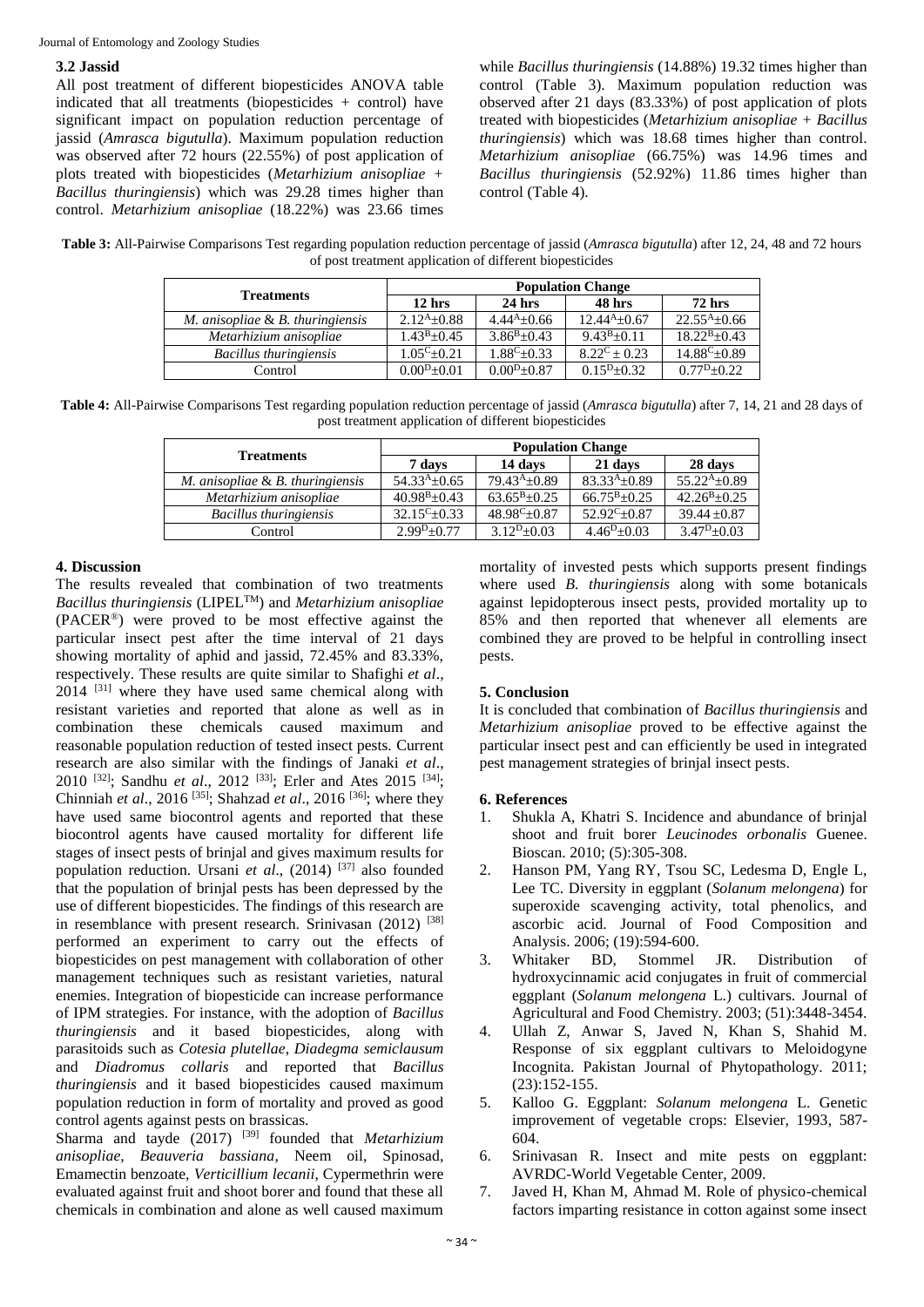### 3.2 Jassid

All post treatment of different biopesticides ANOVA table indicated that all treatments (biopesticides + control) have significant impact on population reduction percentage of jassid (*Amrasca bigutulla*). Maximum population reduction was observed after 72 hours (22.55%) of post application of plots treated with biopesticides (*Metarhizium anisopliae* + *Bacillus thuringiensis*) which was 29.28 times higher than control. *Metarhizium anisopliae* (18.22%) was 23.66 times while *Bacillus thuringiensis* (14.88%) 19.32 times higher than control (Table 3). Maximum population reduction was observed after 21 days (83.33%) of post application of plots treated with biopesticides (*Metarhizium anisopliae* + *Bacillus thuringiensis*) which was 18.68 times higher than control. *Metarhizium anisopliae* (66.75%) was 14.96 times and *Bacillus thuringiensis* (52.92%) 11.86 times higher than control (Table 4).

**Table 3:** All-Pairwise Comparisons Test regarding population reduction percentage of jassid (*Amrasca bigutulla*) after 12, 24, 48 and 72 hours of post treatment application of different biopesticides

| Treatments | Population Change | | | |
|---|---|---|---|---|
| | 12 hrs | 24 hrs | 48 hrs | 72 hrs |
| *M. anisopliae* & *B. thuringiensis* | $2.12^{A}\pm0.88$ | $4.44^{A}\pm0.66$ | $12.44^{A}\pm0.67$ | $22.55^{A}\pm0.66$ |
| *Metarhizium anisopliae* | $1.43^{B}\pm0.45$ | $3.86^{B}\pm0.43$ | $9.43^{B}\pm0.11$ | $18.22^{B}\pm0.43$ |
| *Bacillus thuringiensis* | $1.05^{C}\pm0.21$ | $1.88^{C}\pm0.33$ | $8.22^{C}\pm0.23$ | $14.88^{C}\pm0.89$ |
| Control | $0.00^{D}\pm0.01$ | $0.00^{D}\pm0.87$ | $0.15^{D}\pm0.32$ | $0.77^{D}\pm0.22$ |

**Table 4:** All-Pairwise Comparisons Test regarding population reduction percentage of jassid (*Amrasca bigutulla*) after 7, 14, 21 and 28 days of post treatment application of different biopesticides

| Treatments | Population Change | | | |
|---|---|---|---|---|
| | 7 days | 14 days | 21 days | 28 days |
| *M. anisopliae* & *B. thuringiensis* | $54.33^{A}\pm0.65$ | $79.43^{A}\pm0.89$ | $83.33^{A}\pm0.89$ | $55.22^{A}\pm0.89$ |
| *Metarhizium anisopliae* | $40.98^{B}\pm0.43$ | $63.65^{B}\pm0.25$ | $66.75^{B}\pm0.25$ | $42.26^{B}\pm0.25$ |
| *Bacillus thuringiensis* | $32.15^{C}\pm0.33$ | $48.98^{C}\pm0.87$ | $52.92^{C}\pm0.87$ | $39.44\pm0.87$ |
| Control | $2.99^{D}\pm0.77$ | $3.12^{D}\pm0.03$ | $4.46^{D}\pm0.03$ | $3.47^{D}\pm0.03$ |

## 4. Discussion

The results revealed that combination of two treatments *Bacillus thuringiensis* (LIPEL™) and *Metarhizium anisopliae* (PACER®) were proved to be most effective against the particular insect pest after the time interval of 21 days showing mortality of aphid and jassid, 72.45% and 83.33%, respectively. These results are quite similar to Shafighi *et al*., 2014 [31] where they have used same chemical along with resistant varieties and reported that alone as well as in combination these chemicals caused maximum and reasonable population reduction of tested insect pests. Current research are also similar with the findings of Janaki *et al*., 2010 [32]; Sandhu *et al*., 2012 [33]; Erler and Ates 2015 [34]; Chinniah *et al*., 2016 [35]; Shahzad *et al*., 2016 [36]; where they have used same biocontrol agents and reported that these biocontrol agents have caused mortality for different life stages of insect pests of brinjal and gives maximum results for population reduction. Ursani *et al*., (2014) [37] also founded that the population of brinjal pests has been depressed by the use of different biopesticides. The findings of this research are in resemblance with present research. Srinivasan (2012) [38] performed an experiment to carry out the effects of biopesticides on pest management with collaboration of other management techniques such as resistant varieties, natural enemies. Integration of biopesticide can increase performance of IPM strategies. For instance, with the adoption of *Bacillus thuringiensis* and it based biopesticides, along with parasitoids such as *Cotesia plutellae*, *Diadegma semiclausum* and *Diadromus collaris* and reported that *Bacillus thuringiensis* and it based biopesticides caused maximum population reduction in form of mortality and proved as good control agents against pests on brassicas.

Sharma and tayde (2017) [39] founded that *Metarhizium anisopliae*, *Beauveria bassiana*, Neem oil, Spinosad, Emamectin benzoate, *Verticillium lecanii*, Cypermethrin were evaluated against fruit and shoot borer and found that these all chemicals in combination and alone as well caused maximum mortality of invested pests which supports present findings where used *B. thuringiensis* along with some botanicals against lepidopterous insect pests, provided mortality up to 85% and then reported that whenever all elements are combined they are proved to be helpful in controlling insect pests.

## 5. Conclusion

It is concluded that combination of *Bacillus thuringiensis* and *Metarhizium anisopliae* proved to be effective against the particular insect pest and can efficiently be used in integrated pest management strategies of brinjal insect pests.

## 6. References

1. Shukla A, Khatri S. Incidence and abundance of brinjal shoot and fruit borer *Leucinodes orbonalis* Guenee. Bioscan. 2010; (5):305-308.
2. Hanson PM, Yang RY, Tsou SC, Ledesma D, Engle L, Lee TC. Diversity in eggplant (*Solanum melongena*) for superoxide scavenging activity, total phenolics, and ascorbic acid. Journal of Food Composition and Analysis. 2006; (19):594-600.
3. Whitaker BD, Stommel JR. Distribution of hydroxycinnamic acid conjugates in fruit of commercial eggplant (*Solanum melongena* L.) cultivars. Journal of Agricultural and Food Chemistry. 2003; (51):3448-3454.
4. Ullah Z, Anwar S, Javed N, Khan S, Shahid M. Response of six eggplant cultivars to Meloidogyne Incognita. Pakistan Journal of Phytopathology. 2011; (23):152-155.
5. Kalloo G. Eggplant: *Solanum melongena* L. Genetic improvement of vegetable crops: Elsevier, 1993, 587-604.
6. Srinivasan R. Insect and mite pests on eggplant: AVRDC-World Vegetable Center, 2009.
7. Javed H, Khan M, Ahmad M. Role of physico-chemical factors imparting resistance in cotton against some insect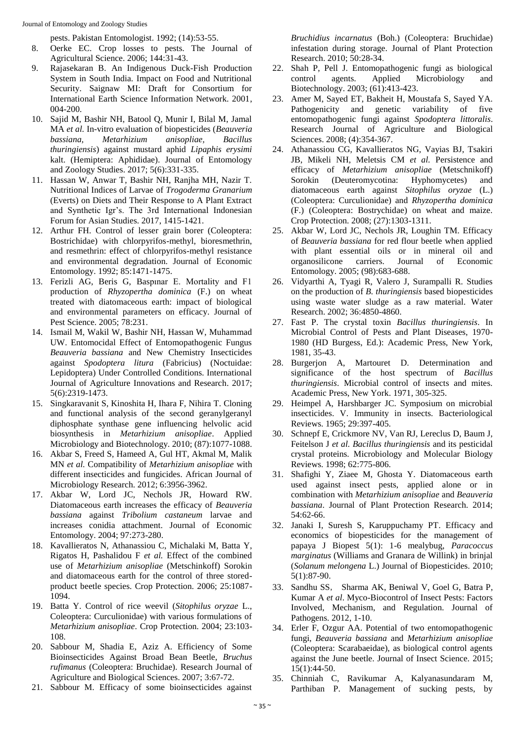pests. Pakistan Entomologist. 1992; (14):53-55.

8. Oerke EC. Crop losses to pests. The Journal of Agricultural Science. 2006; 144:31-43.
9. Rajasekaran B. An Indigenous Duck-Fish Production System in South India. Impact on Food and Nutritional Security. Saignaw MI: Draft for Consortium for International Earth Science Information Network. 2001, 004-200.
10. Sajid M, Bashir NH, Batool Q, Munir I, Bilal M, Jamal MA *et al.* In-vitro evaluation of biopesticides (*Beauveria bassiana, Metarhizium anisopliae, Bacillus thuringiensis*) against mustard aphid *Lipaphis erysimi* kalt. (Hemiptera: Aphididae). Journal of Entomology and Zoology Studies. 2017; 5(6):331-335.
11. Hassan W, Anwar T, Bashir NH, Ranjha MH, Nazir T. Nutritional Indices of Larvae of *Trogoderma Granarium* (Everts) on Diets and Their Response to A Plant Extract and Synthetic Igr's. The 3rd International Indonesian Forum for Asian Studies. 2017, 1415-1421.
12. Arthur FH. Control of lesser grain borer (Coleoptera: Bostrichidae) with chlorpyrifos-methyl, bioresmethrin, and resmethrin: effect of chlorpyrifos-methyl resistance and environmental degradation. Journal of Economic Entomology. 1992; 85:1471-1475.
13. Ferizli AG, Beris G, Baspınar E. Mortality and F1 production of *Rhyzopertha dominica* (F.) on wheat treated with diatomaceous earth: impact of biological and environmental parameters on efficacy. Journal of Pest Science. 2005; 78:231.
14. Ismail M, Wakil W, Bashir NH, Hassan W, Muhammad UW. Entomocidal Effect of Entomopathogenic Fungus *Beauveria bassiana* and New Chemistry Insecticides against *Spodoptera litura* (Fabricius) (Noctuidae: Lepidoptera) Under Controlled Conditions. International Journal of Agriculture Innovations and Research. 2017; 5(6):2319-1473.
15. Singkaravanit S, Kinoshita H, Ihara F, Nihira T. Cloning and functional analysis of the second geranylgeranyl diphosphate synthase gene influencing helvolic acid biosynthesis in *Metarhizium anisopliae*. Applied Microbiology and Biotechnology. 2010; (87):1077-1088.
16. Akbar S, Freed S, Hameed A, Gul HT, Akmal M, Malik MN *et al.* Compatibility of *Metarhizium anisopliae* with different insecticides and fungicides. African Journal of Microbiology Research. 2012; 6:3956-3962.
17. Akbar W, Lord JC, Nechols JR, Howard RW. Diatomaceous earth increases the efficacy of *Beauveria bassiana* against *Tribolium castaneum* larvae and increases conidia attachment. Journal of Economic Entomology. 2004; 97:273-280.
18. Kavallieratos N, Athanassiou C, Michalaki M, Batta Y, Rigatos H, Pashalidou F *et al.* Effect of the combined use of *Metarhizium anisopliae* (Metschinkoff) Sorokin and diatomaceous earth for the control of three stored-product beetle species. Crop Protection. 2006; 25:1087-1094.
19. Batta Y. Control of rice weevil (*Sitophilus oryzae* L., Coleoptera: Curculionidae) with various formulations of *Metarhizium anisopliae*. Crop Protection. 2004; 23:103-108.
20. Sabbour M, Shadia E, Aziz A. Efficiency of Some Bioinsecticides Against Broad Bean Beetle, *Bruchus rufimanus* (Coleoptera: Bruchidae). Research Journal of Agriculture and Biological Sciences. 2007; 3:67-72.
21. Sabbour M. Efficacy of some bioinsecticides against *Bruchidius incarnatus* (Boh.) (Coleoptera: Bruchidae) infestation during storage. Journal of Plant Protection Research. 2010; 50:28-34.
22. Shah P, Pell J. Entomopathogenic fungi as biological control agents. Applied Microbiology and Biotechnology. 2003; (61):413-423.
23. Amer M, Sayed ET, Bakheit H, Moustafa S, Sayed YA. Pathogenicity and genetic variability of five entomopathogenic fungi against *Spodoptera littoralis*. Research Journal of Agriculture and Biological Sciences. 2008; (4):354-367.
24. Athanassiou CG, Kavallieratos NG, Vayias BJ, Tsakiri JB, Mikeli NH, Meletsis CM *et al.* Persistence and efficacy of *Metarhizium anisopliae* (Metschnikoff) Sorokin (Deuteromycotina: Hyphomycetes) and diatomaceous earth against *Sitophilus oryzae* (L.) (Coleoptera: Curculionidae) and *Rhyzopertha dominica* (F.) (Coleoptera: Bostrychidae) on wheat and maize. Crop Protection. 2008; (27):1303-1311.
25. Akbar W, Lord JC, Nechols JR, Loughin TM. Efficacy of *Beauveria bassiana* for red flour beetle when applied with plant essential oils or in mineral oil and organosilicone carriers. Journal of Economic Entomology. 2005; (98):683-688.
26. Vidyarthi A, Tyagi R, Valero J, Surampalli R. Studies on the production of *B. thuringiensis* based biopesticides using waste water sludge as a raw material. Water Research. 2002; 36:4850-4860.
27. Fast P. The crystal toxin *Bacillus thuringiensis*. In Microbial Control of Pests and Plant Diseases, 1970-1980 (HD Burgess, Ed.): Academic Press, New York, 1981, 35-43.
28. Burgerjon A, Martouret D. Determination and significance of the host spectrum of *Bacillus thuringiensis*. Microbial control of insects and mites. Academic Press, New York. 1971, 305-325.
29. Heimpel A, Harshbarger JC. Symposium on microbial insecticides. V. Immunity in insects. Bacteriological Reviews. 1965; 29:397-405.
30. Schnepf E, Crickmore NV, Van RJ, Lereclus D, Baum J, Feitelson J *et al. Bacillus thuringiensis* and its pesticidal crystal proteins. Microbiology and Molecular Biology Reviews. 1998; 62:775-806.
31. Shafighi Y, Ziaee M, Ghosta Y. Diatomaceous earth used against insect pests, applied alone or in combination with *Metarhizium anisopliae* and *Beauveria bassiana*. Journal of Plant Protection Research. 2014; 54:62-66.
32. Janaki I, Suresh S, Karuppuchamy PT. Efficacy and economics of biopesticides for the management of papaya J Biopest 5(1): 1-6 mealybug, *Paracoccus marginatus* (Williams and Granara de Willink) in brinjal (*Solanum melongena* L.) Journal of Biopesticides. 2010; 5(1):87-90.
33. Sandhu SS, Sharma AK, Beniwal V, Goel G, Batra P, Kumar A *et al*. Myco-Biocontrol of Insect Pests: Factors Involved, Mechanism, and Regulation. Journal of Pathogens. 2012, 1-10.
34. Erler F, Ozgur AA. Potential of two entomopathogenic fungi, *Beauveria bassiana* and *Metarhizium anisopliae* (Coleoptera: Scarabaeidae), as biological control agents against the June beetle. Journal of Insect Science. 2015; 15(1):44-50.
35. Chinniah C, Ravikumar A, Kalyanasundaram M, Parthiban P. Management of sucking pests, by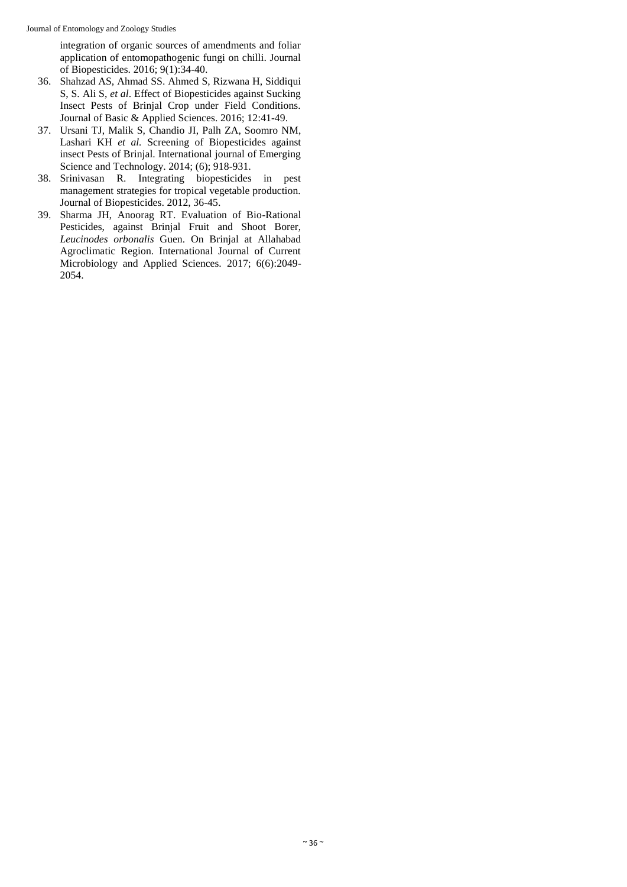integration of organic sources of amendments and foliar application of entomopathogenic fungi on chilli. Journal of Biopesticides. 2016; 9(1):34-40.

36. Shahzad AS, Ahmad SS. Ahmed S, Rizwana H, Siddiqui S, S. Ali S, *et al*. Effect of Biopesticides against Sucking Insect Pests of Brinjal Crop under Field Conditions. Journal of Basic & Applied Sciences. 2016; 12:41-49.
37. Ursani TJ, Malik S, Chandio JI, Palh ZA, Soomro NM, Lashari KH *et al.* Screening of Biopesticides against insect Pests of Brinjal. International journal of Emerging Science and Technology. 2014; (6); 918-931.
38. Srinivasan R. Integrating biopesticides in pest management strategies for tropical vegetable production. Journal of Biopesticides. 2012, 36-45.
39. Sharma JH, Anoorag RT. Evaluation of Bio-Rational Pesticides, against Brinjal Fruit and Shoot Borer, *Leucinodes orbonalis* Guen. On Brinjal at Allahabad Agroclimatic Region. International Journal of Current Microbiology and Applied Sciences. 2017; 6(6):2049-2054.